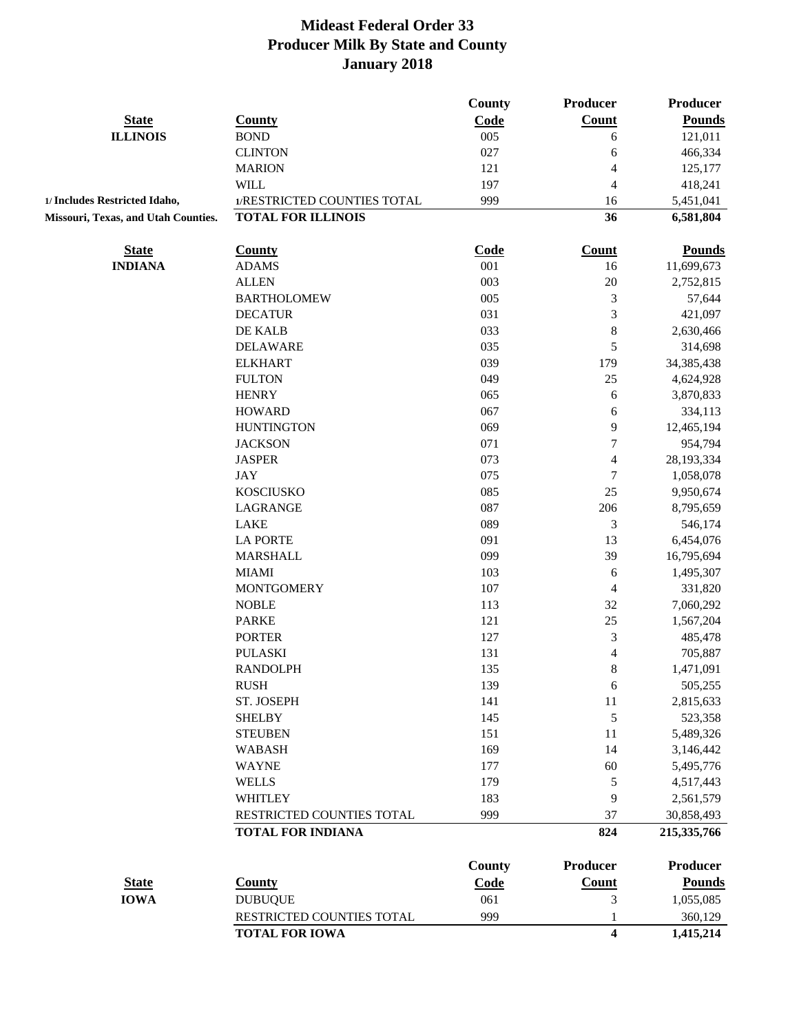# Mideast Federal Order 33
## Producer Milk By State and County
## January 2018

| State | County | County Code | Producer Count | Producer Pounds |
|---|---|---|---|---|
| **ILLINOIS** | BOND | 005 | 6 | 121,011 |
| | CLINTON | 027 | 6 | 466,334 |
| | MARION | 121 | 4 | 125,177 |
| | WILL | 197 | 4 | 418,241 |
| **1/ Includes Restricted Idaho,** | 1/RESTRICTED COUNTIES TOTAL | 999 | 16 | 5,451,041 |
| **Missouri, Texas, and Utah Counties.** | **TOTAL FOR ILLINOIS** | | **36** | **6,581,804** |

| State | County | Code | Count | Pounds |
|---|---|---|---|---|
| **INDIANA** | ADAMS | 001 | 16 | 11,699,673 |
| | ALLEN | 003 | 20 | 2,752,815 |
| | BARTHOLOMEW | 005 | 3 | 57,644 |
| | DECATUR | 031 | 3 | 421,097 |
| | DE KALB | 033 | 8 | 2,630,466 |
| | DELAWARE | 035 | 5 | 314,698 |
| | ELKHART | 039 | 179 | 34,385,438 |
| | FULTON | 049 | 25 | 4,624,928 |
| | HENRY | 065 | 6 | 3,870,833 |
| | HOWARD | 067 | 6 | 334,113 |
| | HUNTINGTON | 069 | 9 | 12,465,194 |
| | JACKSON | 071 | 7 | 954,794 |
| | JASPER | 073 | 4 | 28,193,334 |
| | JAY | 075 | 7 | 1,058,078 |
| | KOSCIUSKO | 085 | 25 | 9,950,674 |
| | LAGRANGE | 087 | 206 | 8,795,659 |
| | LAKE | 089 | 3 | 546,174 |
| | LA PORTE | 091 | 13 | 6,454,076 |
| | MARSHALL | 099 | 39 | 16,795,694 |
| | MIAMI | 103 | 6 | 1,495,307 |
| | MONTGOMERY | 107 | 4 | 331,820 |
| | NOBLE | 113 | 32 | 7,060,292 |
| | PARKE | 121 | 25 | 1,567,204 |
| | PORTER | 127 | 3 | 485,478 |
| | PULASKI | 131 | 4 | 705,887 |
| | RANDOLPH | 135 | 8 | 1,471,091 |
| | RUSH | 139 | 6 | 505,255 |
| | ST. JOSEPH | 141 | 11 | 2,815,633 |
| | SHELBY | 145 | 5 | 523,358 |
| | STEUBEN | 151 | 11 | 5,489,326 |
| | WABASH | 169 | 14 | 3,146,442 |
| | WAYNE | 177 | 60 | 5,495,776 |
| | WELLS | 179 | 5 | 4,517,443 |
| | WHITLEY | 183 | 9 | 2,561,579 |
| | RESTRICTED COUNTIES TOTAL | 999 | 37 | 30,858,493 |
| | **TOTAL FOR INDIANA** | | **824** | **215,335,766** |

| State | County | County Code | Producer Count | Producer Pounds |
|---|---|---|---|---|
| **IOWA** | DUBUQUE | 061 | 3 | 1,055,085 |
| | RESTRICTED COUNTIES TOTAL | 999 | 1 | 360,129 |
| | **TOTAL FOR IOWA** | | **4** | **1,415,214** |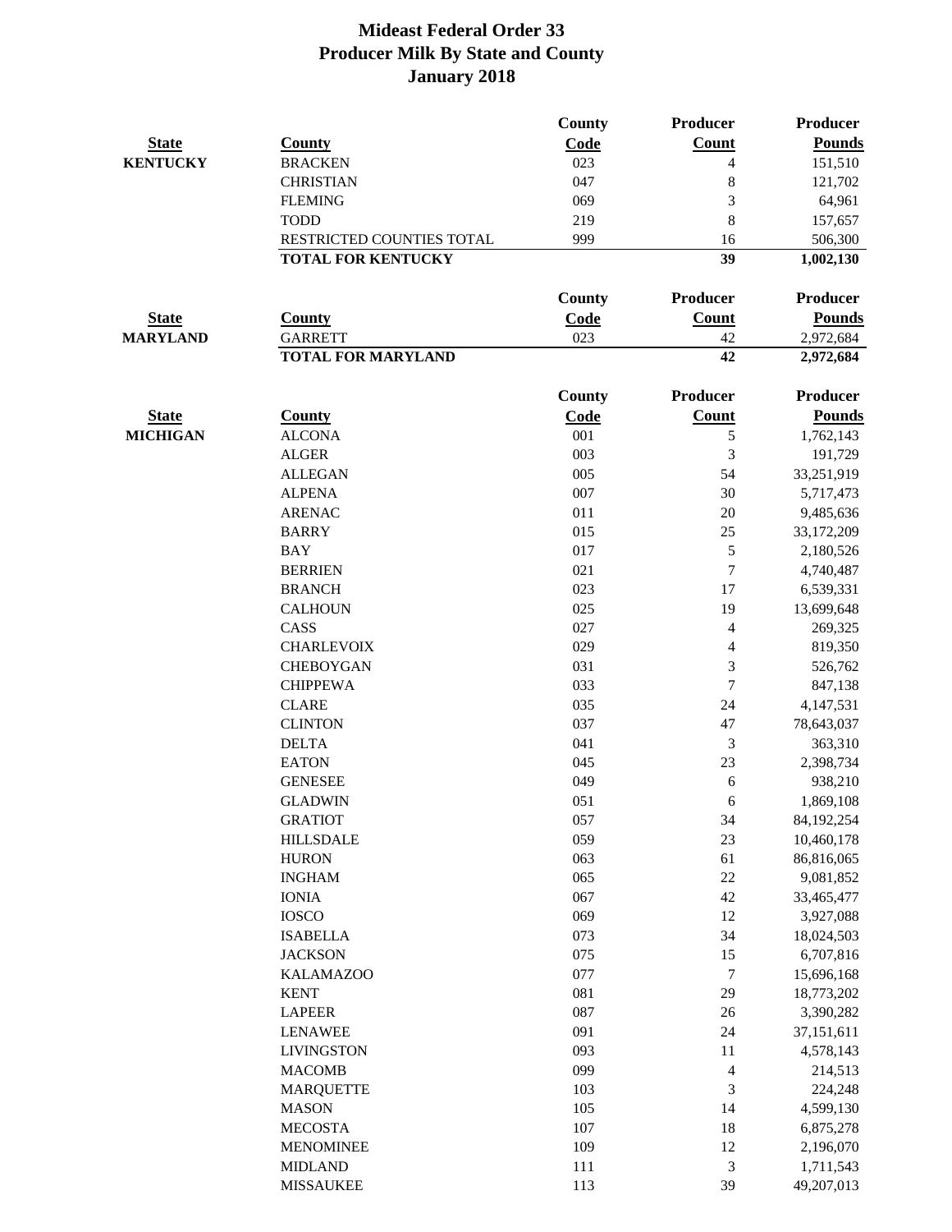# Mideast Federal Order 33
## Producer Milk By State and County
## January 2018

| State | County | County Code | Producer Count | Producer Pounds |
|---|---|---|---|---|
| **KENTUCKY** | BRACKEN | 023 | 4 | 151,510 |
| | CHRISTIAN | 047 | 8 | 121,702 |
| | FLEMING | 069 | 3 | 64,961 |
| | TODD | 219 | 8 | 157,657 |
| | RESTRICTED COUNTIES TOTAL | 999 | 16 | 506,300 |
| | **TOTAL FOR KENTUCKY** | | **39** | **1,002,130** |

| State | County | County Code | Producer Count | Producer Pounds |
|---|---|---|---|---|
| **MARYLAND** | GARRETT | 023 | 42 | 2,972,684 |
| | **TOTAL FOR MARYLAND** | | **42** | **2,972,684** |

| State | County | County Code | Producer Count | Producer Pounds |
|---|---|---|---|---|
| **MICHIGAN** | ALCONA | 001 | 5 | 1,762,143 |
| | ALGER | 003 | 3 | 191,729 |
| | ALLEGAN | 005 | 54 | 33,251,919 |
| | ALPENA | 007 | 30 | 5,717,473 |
| | ARENAC | 011 | 20 | 9,485,636 |
| | BARRY | 015 | 25 | 33,172,209 |
| | BAY | 017 | 5 | 2,180,526 |
| | BERRIEN | 021 | 7 | 4,740,487 |
| | BRANCH | 023 | 17 | 6,539,331 |
| | CALHOUN | 025 | 19 | 13,699,648 |
| | CASS | 027 | 4 | 269,325 |
| | CHARLEVOIX | 029 | 4 | 819,350 |
| | CHEBOYGAN | 031 | 3 | 526,762 |
| | CHIPPEWA | 033 | 7 | 847,138 |
| | CLARE | 035 | 24 | 4,147,531 |
| | CLINTON | 037 | 47 | 78,643,037 |
| | DELTA | 041 | 3 | 363,310 |
| | EATON | 045 | 23 | 2,398,734 |
| | GENESEE | 049 | 6 | 938,210 |
| | GLADWIN | 051 | 6 | 1,869,108 |
| | GRATIOT | 057 | 34 | 84,192,254 |
| | HILLSDALE | 059 | 23 | 10,460,178 |
| | HURON | 063 | 61 | 86,816,065 |
| | INGHAM | 065 | 22 | 9,081,852 |
| | IONIA | 067 | 42 | 33,465,477 |
| | IOSCO | 069 | 12 | 3,927,088 |
| | ISABELLA | 073 | 34 | 18,024,503 |
| | JACKSON | 075 | 15 | 6,707,816 |
| | KALAMAZOO | 077 | 7 | 15,696,168 |
| | KENT | 081 | 29 | 18,773,202 |
| | LAPEER | 087 | 26 | 3,390,282 |
| | LENAWEE | 091 | 24 | 37,151,611 |
| | LIVINGSTON | 093 | 11 | 4,578,143 |
| | MACOMB | 099 | 4 | 214,513 |
| | MARQUETTE | 103 | 3 | 224,248 |
| | MASON | 105 | 14 | 4,599,130 |
| | MECOSTA | 107 | 18 | 6,875,278 |
| | MENOMINEE | 109 | 12 | 2,196,070 |
| | MIDLAND | 111 | 3 | 1,711,543 |
| | MISSAUKEE | 113 | 39 | 49,207,013 |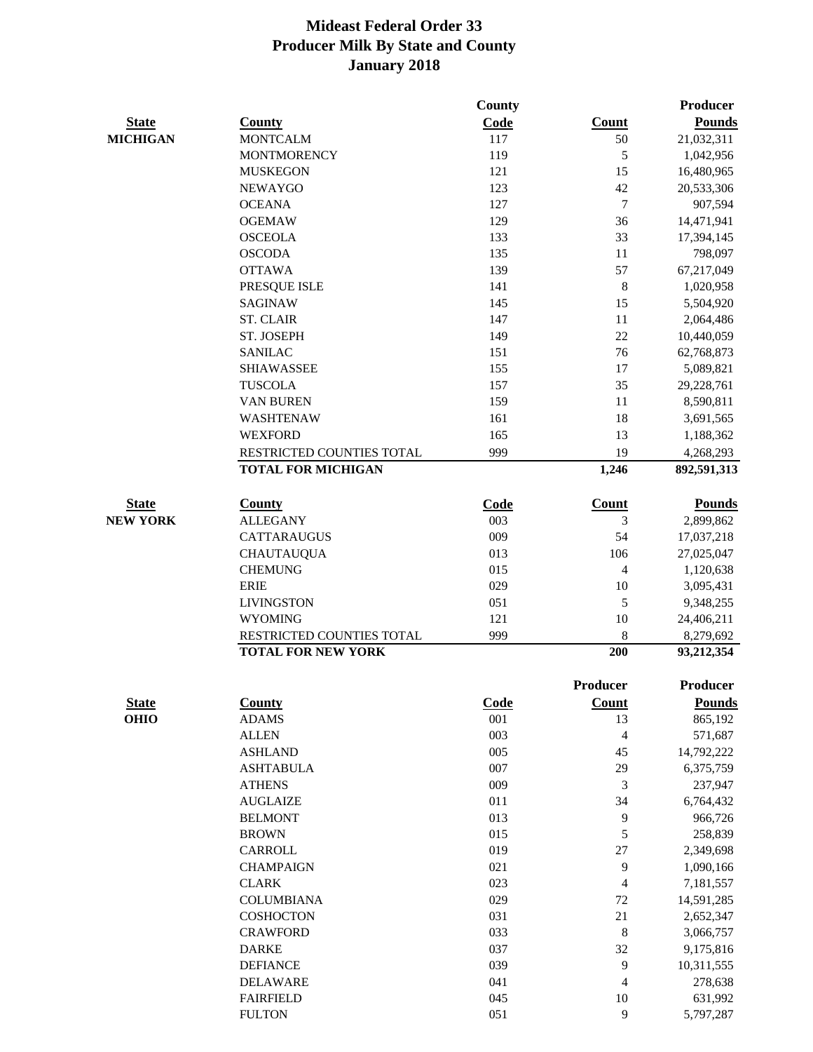# Mideast Federal Order 33
## Producer Milk By State and County
## January 2018

| State | County | County Code | Count | Producer Pounds |
|---|---|---|---|---|
| MICHIGAN | MONTCALM | 117 | 50 | 21,032,311 |
| | MONTMORENCY | 119 | 5 | 1,042,956 |
| | MUSKEGON | 121 | 15 | 16,480,965 |
| | NEWAYGO | 123 | 42 | 20,533,306 |
| | OCEANA | 127 | 7 | 907,594 |
| | OGEMAW | 129 | 36 | 14,471,941 |
| | OSCEOLA | 133 | 33 | 17,394,145 |
| | OSCODA | 135 | 11 | 798,097 |
| | OTTAWA | 139 | 57 | 67,217,049 |
| | PRESQUE ISLE | 141 | 8 | 1,020,958 |
| | SAGINAW | 145 | 15 | 5,504,920 |
| | ST. CLAIR | 147 | 11 | 2,064,486 |
| | ST. JOSEPH | 149 | 22 | 10,440,059 |
| | SANILAC | 151 | 76 | 62,768,873 |
| | SHIAWASSEE | 155 | 17 | 5,089,821 |
| | TUSCOLA | 157 | 35 | 29,228,761 |
| | VAN BUREN | 159 | 11 | 8,590,811 |
| | WASHTENAW | 161 | 18 | 3,691,565 |
| | WEXFORD | 165 | 13 | 1,188,362 |
| | RESTRICTED COUNTIES TOTAL | 999 | 19 | 4,268,293 |
| | **TOTAL FOR MICHIGAN** | | **1,246** | **892,591,313** |

| State | County | Code | Count | Pounds |
|---|---|---|---|---|
| NEW YORK | ALLEGANY | 003 | 3 | 2,899,862 |
| | CATTARAUGUS | 009 | 54 | 17,037,218 |
| | CHAUTAUQUA | 013 | 106 | 27,025,047 |
| | CHEMUNG | 015 | 4 | 1,120,638 |
| | ERIE | 029 | 10 | 3,095,431 |
| | LIVINGSTON | 051 | 5 | 9,348,255 |
| | WYOMING | 121 | 10 | 24,406,211 |
| | RESTRICTED COUNTIES TOTAL | 999 | 8 | 8,279,692 |
| | **TOTAL FOR NEW YORK** | | **200** | **93,212,354** |

| State | County | Code | Producer Count | Producer Pounds |
|---|---|---|---|---|
| OHIO | ADAMS | 001 | 13 | 865,192 |
| | ALLEN | 003 | 4 | 571,687 |
| | ASHLAND | 005 | 45 | 14,792,222 |
| | ASHTABULA | 007 | 29 | 6,375,759 |
| | ATHENS | 009 | 3 | 237,947 |
| | AUGLAIZE | 011 | 34 | 6,764,432 |
| | BELMONT | 013 | 9 | 966,726 |
| | BROWN | 015 | 5 | 258,839 |
| | CARROLL | 019 | 27 | 2,349,698 |
| | CHAMPAIGN | 021 | 9 | 1,090,166 |
| | CLARK | 023 | 4 | 7,181,557 |
| | COLUMBIANA | 029 | 72 | 14,591,285 |
| | COSHOCTON | 031 | 21 | 2,652,347 |
| | CRAWFORD | 033 | 8 | 3,066,757 |
| | DARKE | 037 | 32 | 9,175,816 |
| | DEFIANCE | 039 | 9 | 10,311,555 |
| | DELAWARE | 041 | 4 | 278,638 |
| | FAIRFIELD | 045 | 10 | 631,992 |
| | FULTON | 051 | 9 | 5,797,287 |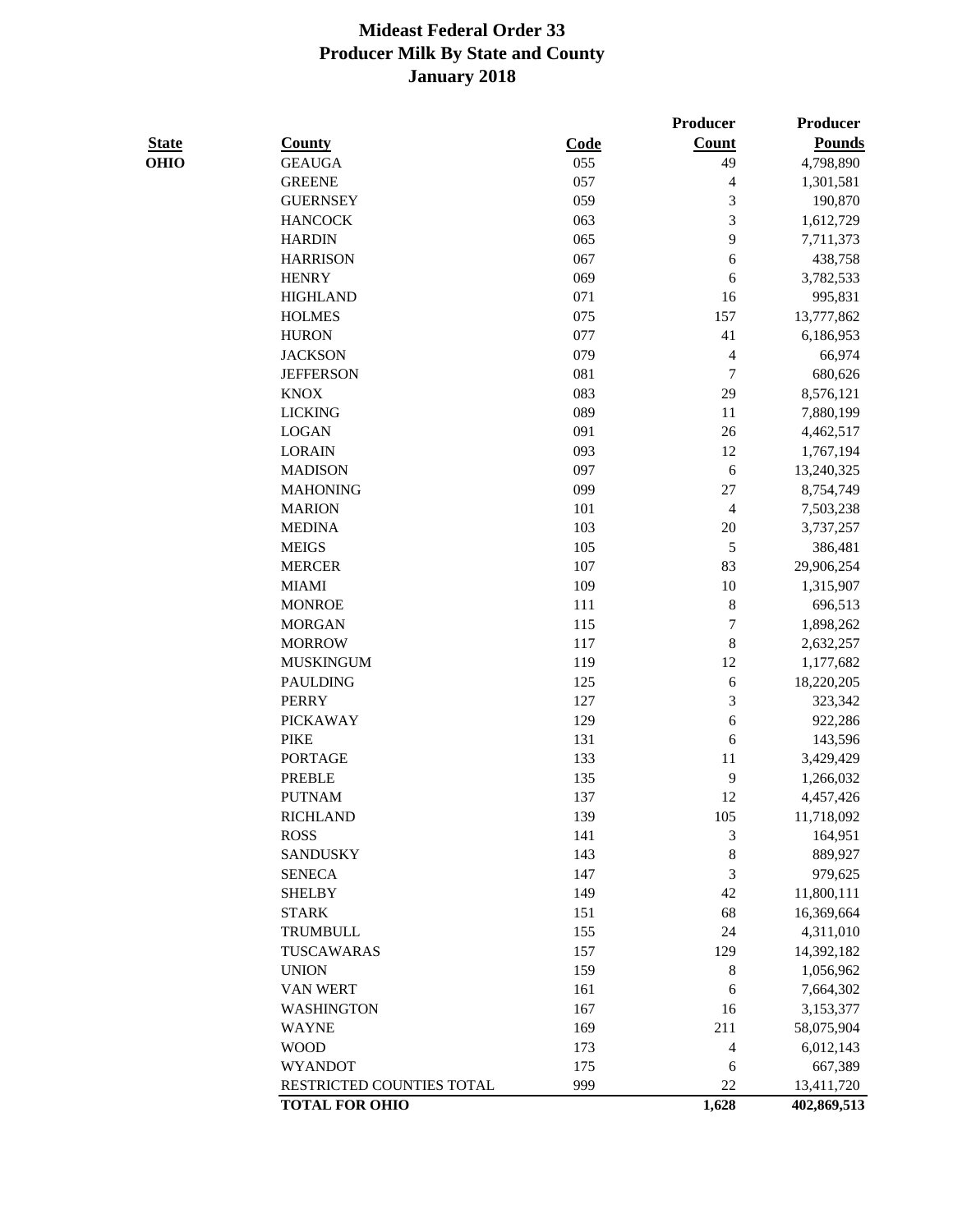# Mideast Federal Order 33
## Producer Milk By State and County
## January 2018

| State | County | Code | Producer Count | Producer Pounds |
|---|---|---|---|---|
| OHIO | GEAUGA | 055 | 49 | 4,798,890 |
| | GREENE | 057 | 4 | 1,301,581 |
| | GUERNSEY | 059 | 3 | 190,870 |
| | HANCOCK | 063 | 3 | 1,612,729 |
| | HARDIN | 065 | 9 | 7,711,373 |
| | HARRISON | 067 | 6 | 438,758 |
| | HENRY | 069 | 6 | 3,782,533 |
| | HIGHLAND | 071 | 16 | 995,831 |
| | HOLMES | 075 | 157 | 13,777,862 |
| | HURON | 077 | 41 | 6,186,953 |
| | JACKSON | 079 | 4 | 66,974 |
| | JEFFERSON | 081 | 7 | 680,626 |
| | KNOX | 083 | 29 | 8,576,121 |
| | LICKING | 089 | 11 | 7,880,199 |
| | LOGAN | 091 | 26 | 4,462,517 |
| | LORAIN | 093 | 12 | 1,767,194 |
| | MADISON | 097 | 6 | 13,240,325 |
| | MAHONING | 099 | 27 | 8,754,749 |
| | MARION | 101 | 4 | 7,503,238 |
| | MEDINA | 103 | 20 | 3,737,257 |
| | MEIGS | 105 | 5 | 386,481 |
| | MERCER | 107 | 83 | 29,906,254 |
| | MIAMI | 109 | 10 | 1,315,907 |
| | MONROE | 111 | 8 | 696,513 |
| | MORGAN | 115 | 7 | 1,898,262 |
| | MORROW | 117 | 8 | 2,632,257 |
| | MUSKINGUM | 119 | 12 | 1,177,682 |
| | PAULDING | 125 | 6 | 18,220,205 |
| | PERRY | 127 | 3 | 323,342 |
| | PICKAWAY | 129 | 6 | 922,286 |
| | PIKE | 131 | 6 | 143,596 |
| | PORTAGE | 133 | 11 | 3,429,429 |
| | PREBLE | 135 | 9 | 1,266,032 |
| | PUTNAM | 137 | 12 | 4,457,426 |
| | RICHLAND | 139 | 105 | 11,718,092 |
| | ROSS | 141 | 3 | 164,951 |
| | SANDUSKY | 143 | 8 | 889,927 |
| | SENECA | 147 | 3 | 979,625 |
| | SHELBY | 149 | 42 | 11,800,111 |
| | STARK | 151 | 68 | 16,369,664 |
| | TRUMBULL | 155 | 24 | 4,311,010 |
| | TUSCARAWAS | 157 | 129 | 14,392,182 |
| | UNION | 159 | 8 | 1,056,962 |
| | VAN WERT | 161 | 6 | 7,664,302 |
| | WASHINGTON | 167 | 16 | 3,153,377 |
| | WAYNE | 169 | 211 | 58,075,904 |
| | WOOD | 173 | 4 | 6,012,143 |
| | WYANDOT | 175 | 6 | 667,389 |
| | RESTRICTED COUNTIES TOTAL | 999 | 22 | 13,411,720 |
| | **TOTAL FOR OHIO** | | **1,628** | **402,869,513** |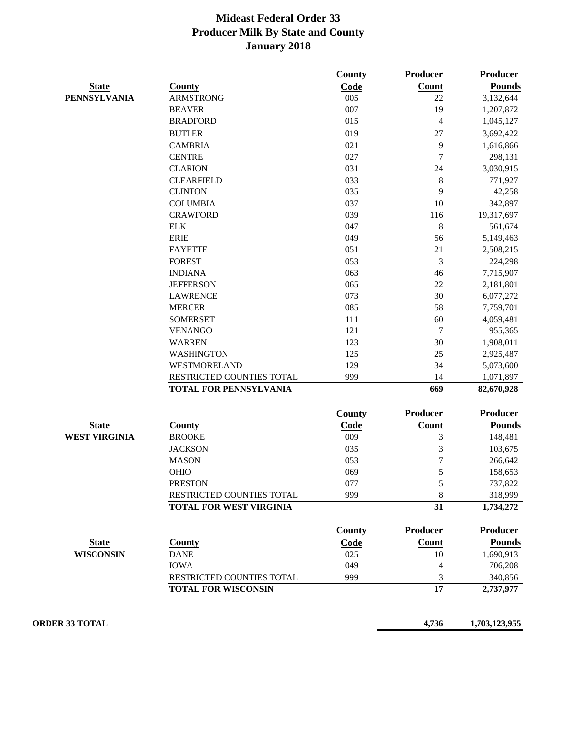# Mideast Federal Order 33
## Producer Milk By State and County
## January 2018

| State | County | County Code | Producer Count | Producer Pounds |
|---|---|---|---|---|
| PENNSYLVANIA | ARMSTRONG | 005 | 22 | 3,132,644 |
| | BEAVER | 007 | 19 | 1,207,872 |
| | BRADFORD | 015 | 4 | 1,045,127 |
| | BUTLER | 019 | 27 | 3,692,422 |
| | CAMBRIA | 021 | 9 | 1,616,866 |
| | CENTRE | 027 | 7 | 298,131 |
| | CLARION | 031 | 24 | 3,030,915 |
| | CLEARFIELD | 033 | 8 | 771,927 |
| | CLINTON | 035 | 9 | 42,258 |
| | COLUMBIA | 037 | 10 | 342,897 |
| | CRAWFORD | 039 | 116 | 19,317,697 |
| | ELK | 047 | 8 | 561,674 |
| | ERIE | 049 | 56 | 5,149,463 |
| | FAYETTE | 051 | 21 | 2,508,215 |
| | FOREST | 053 | 3 | 224,298 |
| | INDIANA | 063 | 46 | 7,715,907 |
| | JEFFERSON | 065 | 22 | 2,181,801 |
| | LAWRENCE | 073 | 30 | 6,077,272 |
| | MERCER | 085 | 58 | 7,759,701 |
| | SOMERSET | 111 | 60 | 4,059,481 |
| | VENANGO | 121 | 7 | 955,365 |
| | WARREN | 123 | 30 | 1,908,011 |
| | WASHINGTON | 125 | 25 | 2,925,487 |
| | WESTMORELAND | 129 | 34 | 5,073,600 |
| | RESTRICTED COUNTIES TOTAL | 999 | 14 | 1,071,897 |
| | **TOTAL FOR PENNSYLVANIA** | | **669** | **82,670,928** |

| State | County | County Code | Producer Count | Producer Pounds |
|---|---|---|---|---|
| WEST VIRGINIA | BROOKE | 009 | 3 | 148,481 |
| | JACKSON | 035 | 3 | 103,675 |
| | MASON | 053 | 7 | 266,642 |
| | OHIO | 069 | 5 | 158,653 |
| | PRESTON | 077 | 5 | 737,822 |
| | RESTRICTED COUNTIES TOTAL | 999 | 8 | 318,999 |
| | **TOTAL FOR WEST VIRGINIA** | | **31** | **1,734,272** |

| State | County | County Code | Producer Count | Producer Pounds |
|---|---|---|---|---|
| WISCONSIN | DANE | 025 | 10 | 1,690,913 |
| | IOWA | 049 | 4 | 706,208 |
| | RESTRICTED COUNTIES TOTAL | 999 | 3 | 340,856 |
| | **TOTAL FOR WISCONSIN** | | **17** | **2,737,977** |

**ORDER 33 TOTAL** **4,736** **1,703,123,955**